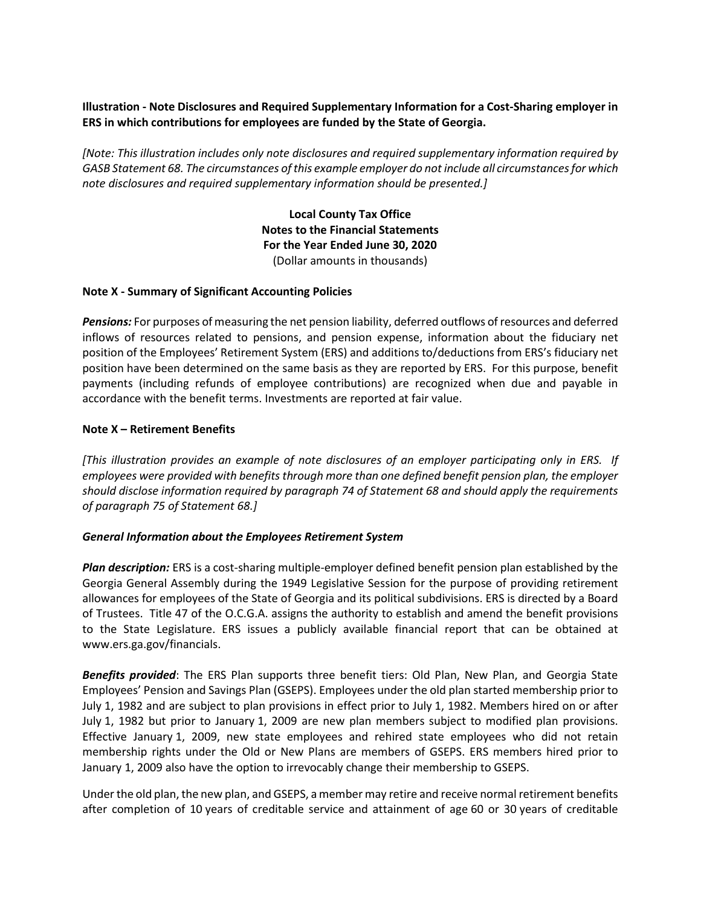**Illustration - Note Disclosures and Required Supplementary Information for a Cost-Sharing employer in ERS in which contributions for employees are funded by the State of Georgia.**

*[Note: This illustration includes only note disclosures and required supplementary information required by GASB Statement 68. The circumstances of this example employer do not include all circumstances for which note disclosures and required supplementary information should be presented.]*

**Local County Tax Office**
**Notes to the Financial Statements**
**For the Year Ended June 30, 2020**
(Dollar amounts in thousands)

**Note X - Summary of Significant Accounting Policies**

***Pensions:*** For purposes of measuring the net pension liability, deferred outflows of resources and deferred inflows of resources related to pensions, and pension expense, information about the fiduciary net position of the Employees' Retirement System (ERS) and additions to/deductions from ERS's fiduciary net position have been determined on the same basis as they are reported by ERS. For this purpose, benefit payments (including refunds of employee contributions) are recognized when due and payable in accordance with the benefit terms. Investments are reported at fair value.

**Note X – Retirement Benefits**

*[This illustration provides an example of note disclosures of an employer participating only in ERS. If employees were provided with benefits through more than one defined benefit pension plan, the employer should disclose information required by paragraph 74 of Statement 68 and should apply the requirements of paragraph 75 of Statement 68.]*

***General Information about the Employees Retirement System***

***Plan description:*** ERS is a cost-sharing multiple-employer defined benefit pension plan established by the Georgia General Assembly during the 1949 Legislative Session for the purpose of providing retirement allowances for employees of the State of Georgia and its political subdivisions. ERS is directed by a Board of Trustees. Title 47 of the O.C.G.A. assigns the authority to establish and amend the benefit provisions to the State Legislature. ERS issues a publicly available financial report that can be obtained at www.ers.ga.gov/financials.

***Benefits provided***: The ERS Plan supports three benefit tiers: Old Plan, New Plan, and Georgia State Employees' Pension and Savings Plan (GSEPS). Employees under the old plan started membership prior to July 1, 1982 and are subject to plan provisions in effect prior to July 1, 1982. Members hired on or after July 1, 1982 but prior to January 1, 2009 are new plan members subject to modified plan provisions. Effective January 1, 2009, new state employees and rehired state employees who did not retain membership rights under the Old or New Plans are members of GSEPS. ERS members hired prior to January 1, 2009 also have the option to irrevocably change their membership to GSEPS.

Under the old plan, the new plan, and GSEPS, a member may retire and receive normal retirement benefits after completion of 10 years of creditable service and attainment of age 60 or 30 years of creditable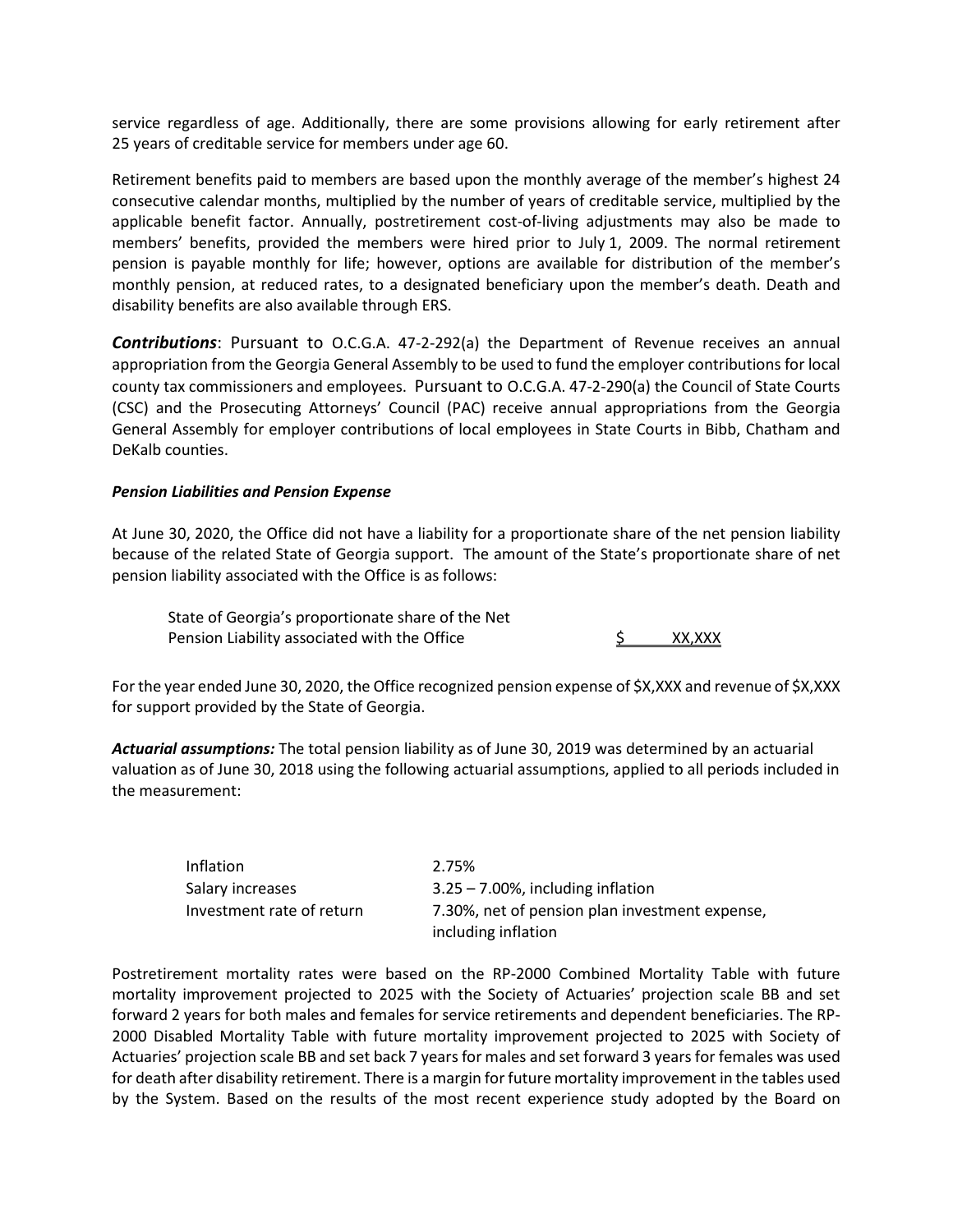service regardless of age. Additionally, there are some provisions allowing for early retirement after 25 years of creditable service for members under age 60.

Retirement benefits paid to members are based upon the monthly average of the member's highest 24 consecutive calendar months, multiplied by the number of years of creditable service, multiplied by the applicable benefit factor. Annually, postretirement cost-of-living adjustments may also be made to members' benefits, provided the members were hired prior to July 1, 2009. The normal retirement pension is payable monthly for life; however, options are available for distribution of the member's monthly pension, at reduced rates, to a designated beneficiary upon the member's death. Death and disability benefits are also available through ERS.

***Contributions***: Pursuant to O.C.G.A. 47-2-292(a) the Department of Revenue receives an annual appropriation from the Georgia General Assembly to be used to fund the employer contributions for local county tax commissioners and employees. Pursuant to O.C.G.A. 47-2-290(a) the Council of State Courts (CSC) and the Prosecuting Attorneys' Council (PAC) receive annual appropriations from the Georgia General Assembly for employer contributions of local employees in State Courts in Bibb, Chatham and DeKalb counties.

***Pension Liabilities and Pension Expense***

At June 30, 2020, the Office did not have a liability for a proportionate share of the net pension liability because of the related State of Georgia support. The amount of the State's proportionate share of net pension liability associated with the Office is as follows:

| | |
|---|---|
| State of Georgia's proportionate share of the Net Pension Liability associated with the Office | $ XX,XXX |

For the year ended June 30, 2020, the Office recognized pension expense of $X,XXX and revenue of $X,XXX for support provided by the State of Georgia.

***Actuarial assumptions:*** The total pension liability as of June 30, 2019 was determined by an actuarial valuation as of June 30, 2018 using the following actuarial assumptions, applied to all periods included in the measurement:

| | |
|---|---|
| Inflation | 2.75% |
| Salary increases | 3.25 – 7.00%, including inflation |
| Investment rate of return | 7.30%, net of pension plan investment expense, including inflation |

Postretirement mortality rates were based on the RP-2000 Combined Mortality Table with future mortality improvement projected to 2025 with the Society of Actuaries' projection scale BB and set forward 2 years for both males and females for service retirements and dependent beneficiaries. The RP-2000 Disabled Mortality Table with future mortality improvement projected to 2025 with Society of Actuaries' projection scale BB and set back 7 years for males and set forward 3 years for females was used for death after disability retirement. There is a margin for future mortality improvement in the tables used by the System. Based on the results of the most recent experience study adopted by the Board on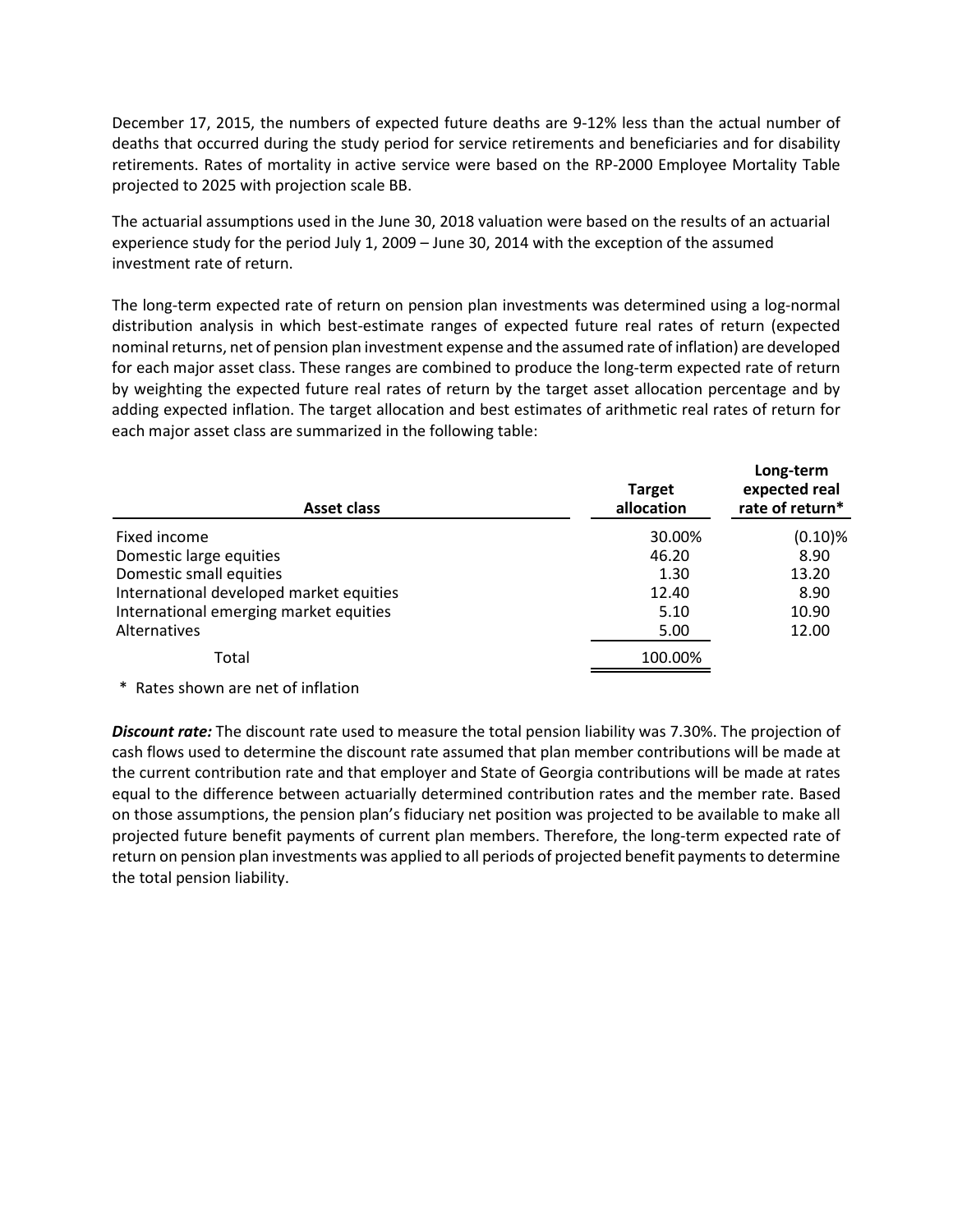December 17, 2015, the numbers of expected future deaths are 9-12% less than the actual number of deaths that occurred during the study period for service retirements and beneficiaries and for disability retirements. Rates of mortality in active service were based on the RP-2000 Employee Mortality Table projected to 2025 with projection scale BB.

The actuarial assumptions used in the June 30, 2018 valuation were based on the results of an actuarial experience study for the period July 1, 2009 – June 30, 2014 with the exception of the assumed investment rate of return.

The long-term expected rate of return on pension plan investments was determined using a log-normal distribution analysis in which best-estimate ranges of expected future real rates of return (expected nominal returns, net of pension plan investment expense and the assumed rate of inflation) are developed for each major asset class. These ranges are combined to produce the long-term expected rate of return by weighting the expected future real rates of return by the target asset allocation percentage and by adding expected inflation. The target allocation and best estimates of arithmetic real rates of return for each major asset class are summarized in the following table:

| Asset class | Target allocation | Long-term expected real rate of return* |
|---|---|---|
| Fixed income | 30.00% | (0.10)% |
| Domestic large equities | 46.20 | 8.90 |
| Domestic small equities | 1.30 | 13.20 |
| International developed market equities | 12.40 | 8.90 |
| International emerging market equities | 5.10 | 10.90 |
| Alternatives | 5.00 | 12.00 |
| Total | 100.00% | |

\* Rates shown are net of inflation

***Discount rate:*** The discount rate used to measure the total pension liability was 7.30%. The projection of cash flows used to determine the discount rate assumed that plan member contributions will be made at the current contribution rate and that employer and State of Georgia contributions will be made at rates equal to the difference between actuarially determined contribution rates and the member rate. Based on those assumptions, the pension plan's fiduciary net position was projected to be available to make all projected future benefit payments of current plan members. Therefore, the long-term expected rate of return on pension plan investments was applied to all periods of projected benefit payments to determine the total pension liability.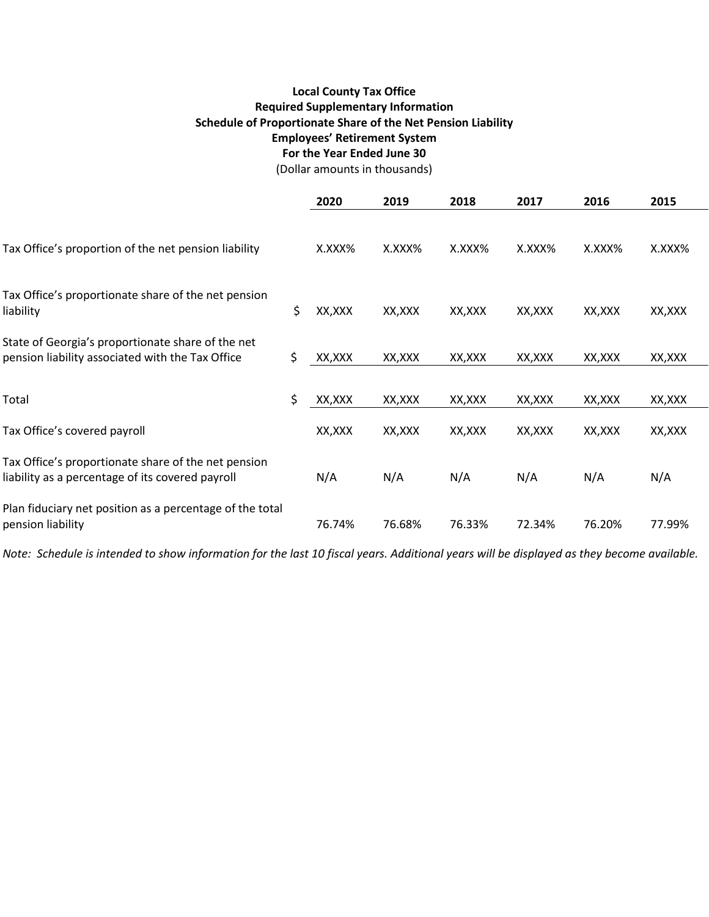**Local County Tax Office**
**Required Supplementary Information**
**Schedule of Proportionate Share of the Net Pension Liability**
**Employees' Retirement System**
**For the Year Ended June 30**
(Dollar amounts in thousands)

| | | 2020 | 2019 | 2018 | 2017 | 2016 | 2015 |
|---|---|---|---|---|---|---|---|
| Tax Office's proportion of the net pension liability | | X.XXX% | X.XXX% | X.XXX% | X.XXX% | X.XXX% | X.XXX% |
| Tax Office's proportionate share of the net pension liability | $ | XX,XXX | XX,XXX | XX,XXX | XX,XXX | XX,XXX | XX,XXX |
| State of Georgia's proportionate share of the net pension liability associated with the Tax Office | $ | XX,XXX | XX,XXX | XX,XXX | XX,XXX | XX,XXX | XX,XXX |
| Total | $ | XX,XXX | XX,XXX | XX,XXX | XX,XXX | XX,XXX | XX,XXX |
| Tax Office's covered payroll | | XX,XXX | XX,XXX | XX,XXX | XX,XXX | XX,XXX | XX,XXX |
| Tax Office's proportionate share of the net pension liability as a percentage of its covered payroll | | N/A | N/A | N/A | N/A | N/A | N/A |
| Plan fiduciary net position as a percentage of the total pension liability | | 76.74% | 76.68% | 76.33% | 72.34% | 76.20% | 77.99% |

*Note: Schedule is intended to show information for the last 10 fiscal years. Additional years will be displayed as they become available.*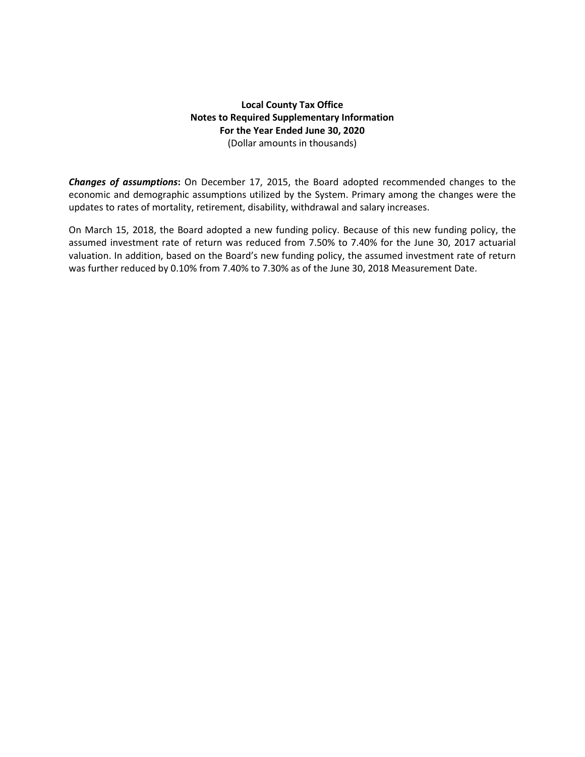**Local County Tax Office**
**Notes to Required Supplementary Information**
**For the Year Ended June 30, 2020**
(Dollar amounts in thousands)

***Changes of assumptions*:** On December 17, 2015, the Board adopted recommended changes to the economic and demographic assumptions utilized by the System. Primary among the changes were the updates to rates of mortality, retirement, disability, withdrawal and salary increases.

On March 15, 2018, the Board adopted a new funding policy. Because of this new funding policy, the assumed investment rate of return was reduced from 7.50% to 7.40% for the June 30, 2017 actuarial valuation. In addition, based on the Board's new funding policy, the assumed investment rate of return was further reduced by 0.10% from 7.40% to 7.30% as of the June 30, 2018 Measurement Date.